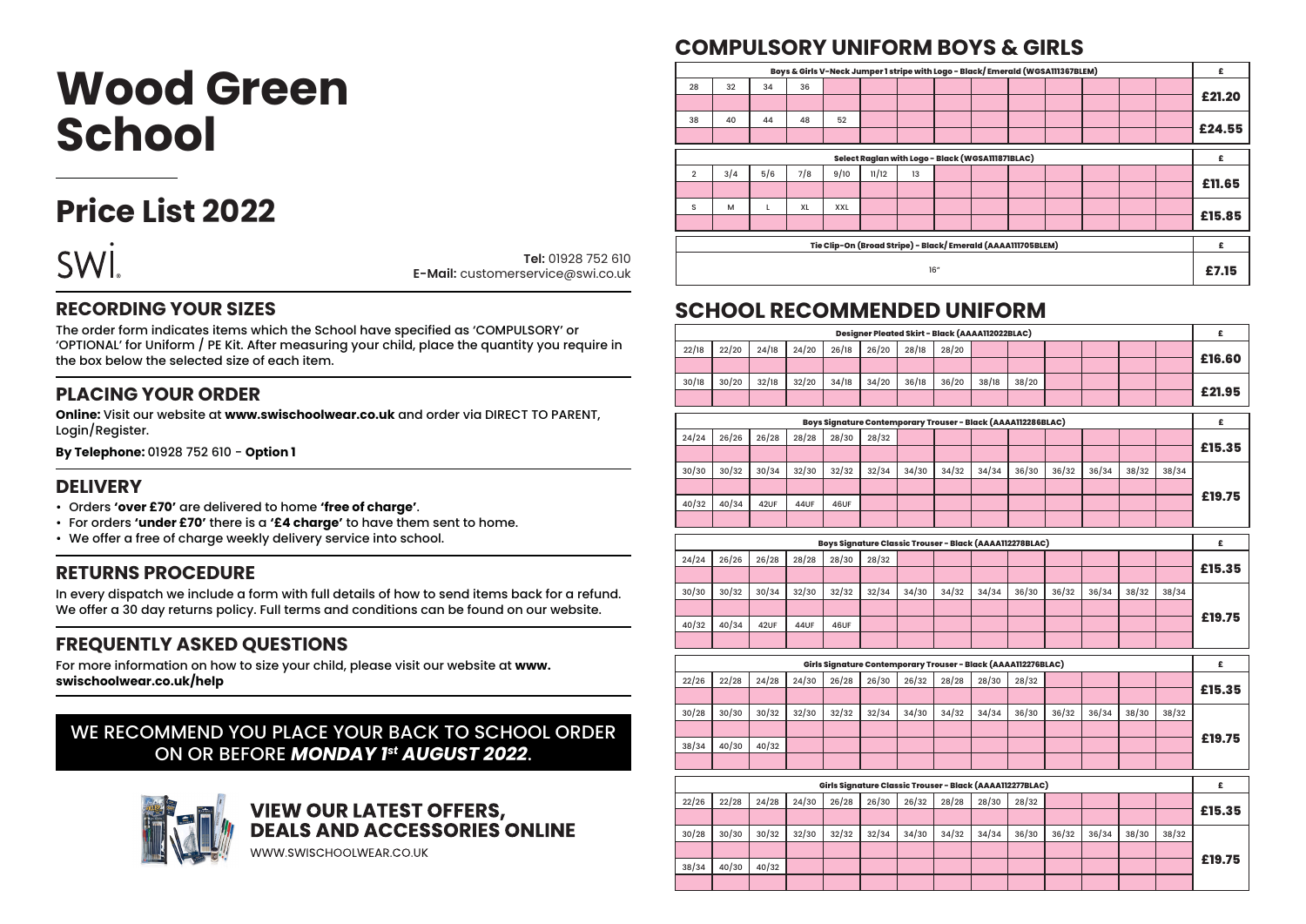# Wood Green School

## Price List 2022

SWi

**Tel:** 01928 752 610
**E-Mail:** customerservice@swi.co.uk

## RECORDING YOUR SIZES

The order form indicates items which the School have specified as 'COMPULSORY' or 'OPTIONAL' for Uniform / PE Kit. After measuring your child, place the quantity you require in the box below the selected size of each item.

## PLACING YOUR ORDER

**Online:** Visit our website at **www.swischoolwear.co.uk** and order via DIRECT TO PARENT, Login/Register.

**By Telephone:** 01928 752 610 - **Option 1**

## DELIVERY

- Orders **'over £70'** are delivered to home **'free of charge'**.
- For orders **'under £70'** there is a **'£4 charge'** to have them sent to home.
- We offer a free of charge weekly delivery service into school.

## RETURNS PROCEDURE

In every dispatch we include a form with full details of how to send items back for a refund. We offer a 30 day returns policy. Full terms and conditions can be found on our website.

## FREQUENTLY ASKED QUESTIONS

For more information on how to size your child, please visit our website at **www.swischoolwear.co.uk/help**

WE RECOMMEND YOU PLACE YOUR BACK TO SCHOOL ORDER ON OR BEFORE ***MONDAY 1st AUGUST 2022***.

### VIEW OUR LATEST OFFERS, DEALS AND ACCESSORIES ONLINE

WWW.SWISCHOOLWEAR.CO.UK

# COMPULSORY UNIFORM BOYS & GIRLS

| Boys & Girls V-Neck Jumper 1 stripe with Logo - Black/ Emerald (WGSA111367BLEM) | | | | | £ |
|---|---|---|---|---|---|
| 28 | 32 | 34 | 36 | | £21.20 |
| 38 | 40 | 44 | 48 | 52 | £24.55 |

| Select Raglan with Logo - Black (WGSA111871BLAC) | | | | | | | £ |
|---|---|---|---|---|---|---|---|
| 2 | 3/4 | 5/6 | 7/8 | 9/10 | 11/12 | 13 | £11.65 |
| S | M | L | XL | XXL | | | £15.85 |

| Tie Clip-On (Broad Stripe) - Black/ Emerald (AAAA111705BLEM) | £ |
|---|---|
| 16" | £7.15 |

# SCHOOL RECOMMENDED UNIFORM

| Designer Pleated Skirt - Black (AAAA112022BLAC) | | | | | | | | | | £ |
|---|---|---|---|---|---|---|---|---|---|---|
| 22/18 | 22/20 | 24/18 | 24/20 | 26/18 | 26/20 | 28/18 | 28/20 | | | £16.60 |
| 30/18 | 30/20 | 32/18 | 32/20 | 34/18 | 34/20 | 36/18 | 36/20 | 38/18 | 38/20 | £21.95 |

| Boys Signature Contemporary Trouser - Black (AAAA112286BLAC) | | | | | | | | | | | | | | £ |
|---|---|---|---|---|---|---|---|---|---|---|---|---|---|---|
| 24/24 | 26/26 | 26/28 | 28/28 | 28/30 | 28/32 | | | | | | | | | £15.35 |
| 30/30 | 30/32 | 30/34 | 32/30 | 32/32 | 32/34 | 34/30 | 34/32 | 34/34 | 36/30 | 36/32 | 36/34 | 38/32 | 38/34 | £19.75 |
| 40/32 | 40/34 | 42UF | 44UF | 46UF | | | | | | | | | | |

| Boys Signature Classic Trouser - Black (AAAA112278BLAC) | | | | | | | | | | | | | | £ |
|---|---|---|---|---|---|---|---|---|---|---|---|---|---|---|
| 24/24 | 26/26 | 26/28 | 28/28 | 28/30 | 28/32 | | | | | | | | | £15.35 |
| 30/30 | 30/32 | 30/34 | 32/30 | 32/32 | 32/34 | 34/30 | 34/32 | 34/34 | 36/30 | 36/32 | 36/34 | 38/32 | 38/34 | £19.75 |
| 40/32 | 40/34 | 42UF | 44UF | 46UF | | | | | | | | | | |

| Girls Signature Contemporary Trouser - Black (AAAA112276BLAC) | | | | | | | | | | | | | | £ |
|---|---|---|---|---|---|---|---|---|---|---|---|---|---|---|
| 22/26 | 22/28 | 24/28 | 24/30 | 26/28 | 26/30 | 26/32 | 28/28 | 28/30 | 28/32 | | | | | £15.35 |
| 30/28 | 30/30 | 30/32 | 32/30 | 32/32 | 32/34 | 34/30 | 34/32 | 34/34 | 36/30 | 36/32 | 36/34 | 38/30 | 38/32 | £19.75 |
| 38/34 | 40/30 | 40/32 | | | | | | | | | | | | |

| Girls Signature Classic Trouser - Black (AAAA112277BLAC) | | | | | | | | | | | | | | £ |
|---|---|---|---|---|---|---|---|---|---|---|---|---|---|---|
| 22/26 | 22/28 | 24/28 | 24/30 | 26/28 | 26/30 | 26/32 | 28/28 | 28/30 | 28/32 | | | | | £15.35 |
| 30/28 | 30/30 | 30/32 | 32/30 | 32/32 | 32/34 | 34/30 | 34/32 | 34/34 | 36/30 | 36/32 | 36/34 | 38/30 | 38/32 | £19.75 |
| 38/34 | 40/30 | 40/32 | | | | | | | | | | | | |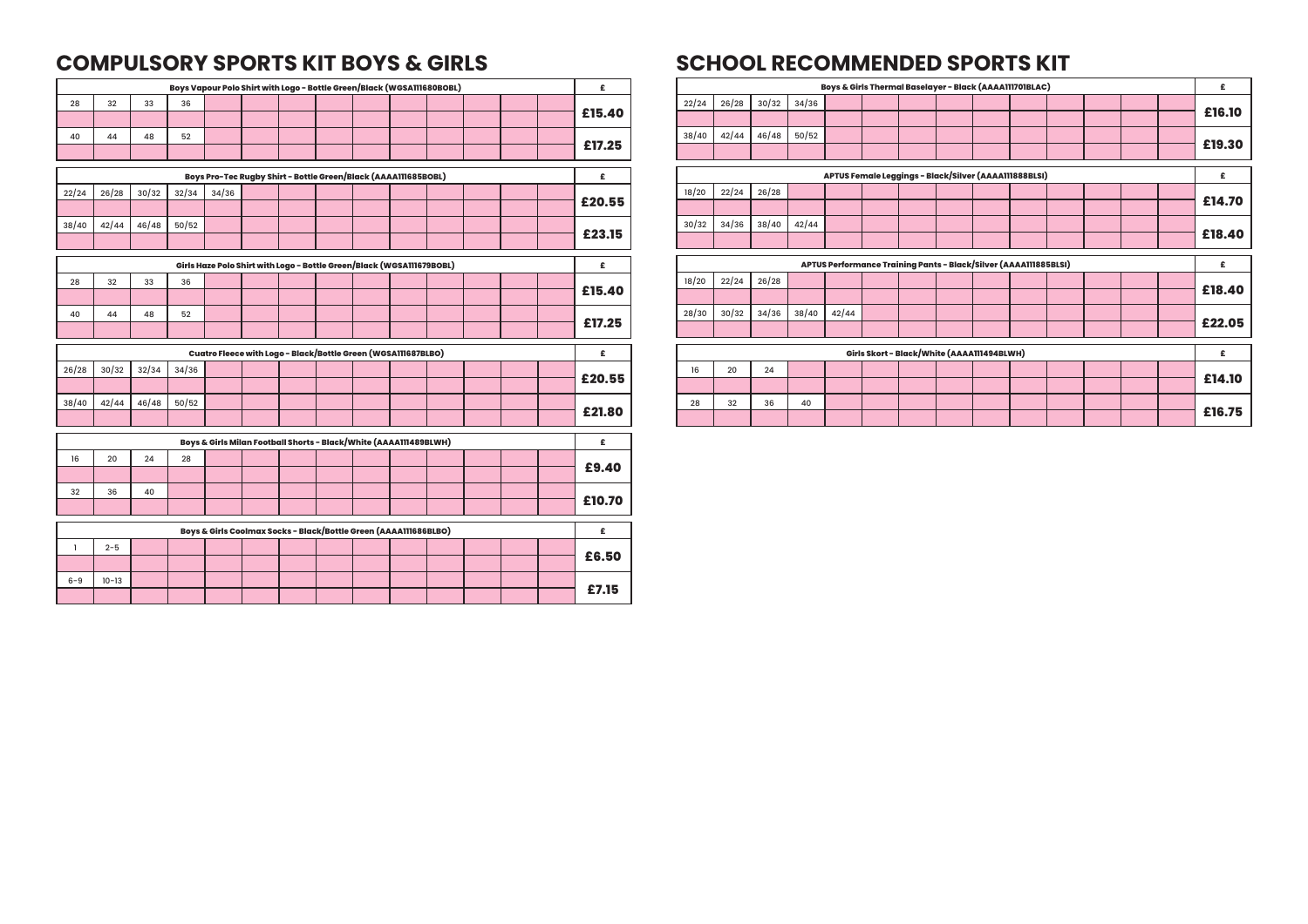## COMPULSORY SPORTS KIT BOYS & GIRLS

| Boys Vapour Polo Shirt with Logo - Bottle Green/Black (WGSA111680BOBL) | | | | | | | | | | | | | | £ |
|---|---|---|---|---|---|---|---|---|---|---|---|---|---|---|
| 28 | 32 | 33 | 36 | | | | | | | | | | | £15.40 |
| | | | | | | | | | | | | | | |
| 40 | 44 | 48 | 52 | | | | | | | | | | | £17.25 |
| | | | | | | | | | | | | | | |

| Boys Pro-Tec Rugby Shirt - Bottle Green/Black (AAAA111685BOBL) | | | | | | | | | | | | | | £ |
|---|---|---|---|---|---|---|---|---|---|---|---|---|---|---|
| 22/24 | 26/28 | 30/32 | 32/34 | 34/36 | | | | | | | | | | £20.55 |
| | | | | | | | | | | | | | | |
| 38/40 | 42/44 | 46/48 | 50/52 | | | | | | | | | | | £23.15 |
| | | | | | | | | | | | | | | |

| Girls Haze Polo Shirt with Logo - Bottle Green/Black (WGSA111679BOBL) | | | | | | | | | | | | | | £ |
|---|---|---|---|---|---|---|---|---|---|---|---|---|---|---|
| 28 | 32 | 33 | 36 | | | | | | | | | | | £15.40 |
| | | | | | | | | | | | | | | |
| 40 | 44 | 48 | 52 | | | | | | | | | | | £17.25 |
| | | | | | | | | | | | | | | |

| Cuatro Fleece with Logo - Black/Bottle Green (WGSA111687BLBO) | | | | | | | | | | | | | | £ |
|---|---|---|---|---|---|---|---|---|---|---|---|---|---|---|
| 26/28 | 30/32 | 32/34 | 34/36 | | | | | | | | | | | £20.55 |
| | | | | | | | | | | | | | | |
| 38/40 | 42/44 | 46/48 | 50/52 | | | | | | | | | | | £21.80 |
| | | | | | | | | | | | | | | |

| Boys & Girls Milan Football Shorts - Black/White (AAAA111489BLWH) | | | | | | | | | | | | | | £ |
|---|---|---|---|---|---|---|---|---|---|---|---|---|---|---|
| 16 | 20 | 24 | 28 | | | | | | | | | | | £9.40 |
| | | | | | | | | | | | | | | |
| 32 | 36 | 40 | | | | | | | | | | | | £10.70 |
| | | | | | | | | | | | | | | |

| Boys & Girls Coolmax Socks - Black/Bottle Green (AAAA111686BLBO) | | | | | | | | | | | | | | £ |
|---|---|---|---|---|---|---|---|---|---|---|---|---|---|---|
| 1 | 2-5 | | | | | | | | | | | | | £6.50 |
| | | | | | | | | | | | | | | |
| 6-9 | 10-13 | | | | | | | | | | | | | £7.15 |
| | | | | | | | | | | | | | | |

## SCHOOL RECOMMENDED SPORTS KIT

| Boys & Girls Thermal Baselayer - Black (AAAA111701BLAC) | | | | | | | | | | | | | | £ |
|---|---|---|---|---|---|---|---|---|---|---|---|---|---|---|
| 22/24 | 26/28 | 30/32 | 34/36 | | | | | | | | | | | £16.10 |
| | | | | | | | | | | | | | | |
| 38/40 | 42/44 | 46/48 | 50/52 | | | | | | | | | | | £19.30 |
| | | | | | | | | | | | | | | |

| APTUS Female Leggings - Black/Silver (AAAA111888BLSI) | | | | | | | | | | | | | | £ |
|---|---|---|---|---|---|---|---|---|---|---|---|---|---|---|
| 18/20 | 22/24 | 26/28 | | | | | | | | | | | | £14.70 |
| | | | | | | | | | | | | | | |
| 30/32 | 34/36 | 38/40 | 42/44 | | | | | | | | | | | £18.40 |
| | | | | | | | | | | | | | | |

| APTUS Performance Training Pants - Black/Silver (AAAA111885BLSI) | | | | | | | | | | | | | | £ |
|---|---|---|---|---|---|---|---|---|---|---|---|---|---|---|
| 18/20 | 22/24 | 26/28 | | | | | | | | | | | | £18.40 |
| | | | | | | | | | | | | | | |
| 28/30 | 30/32 | 34/36 | 38/40 | 42/44 | | | | | | | | | | £22.05 |
| | | | | | | | | | | | | | | |

| Girls Skort - Black/White (AAAA111494BLWH) | | | | | | | | | | | | | | £ |
|---|---|---|---|---|---|---|---|---|---|---|---|---|---|---|
| 16 | 20 | 24 | | | | | | | | | | | | £14.10 |
| | | | | | | | | | | | | | | |
| 28 | 32 | 36 | 40 | | | | | | | | | | | £16.75 |
| | | | | | | | | | | | | | | |